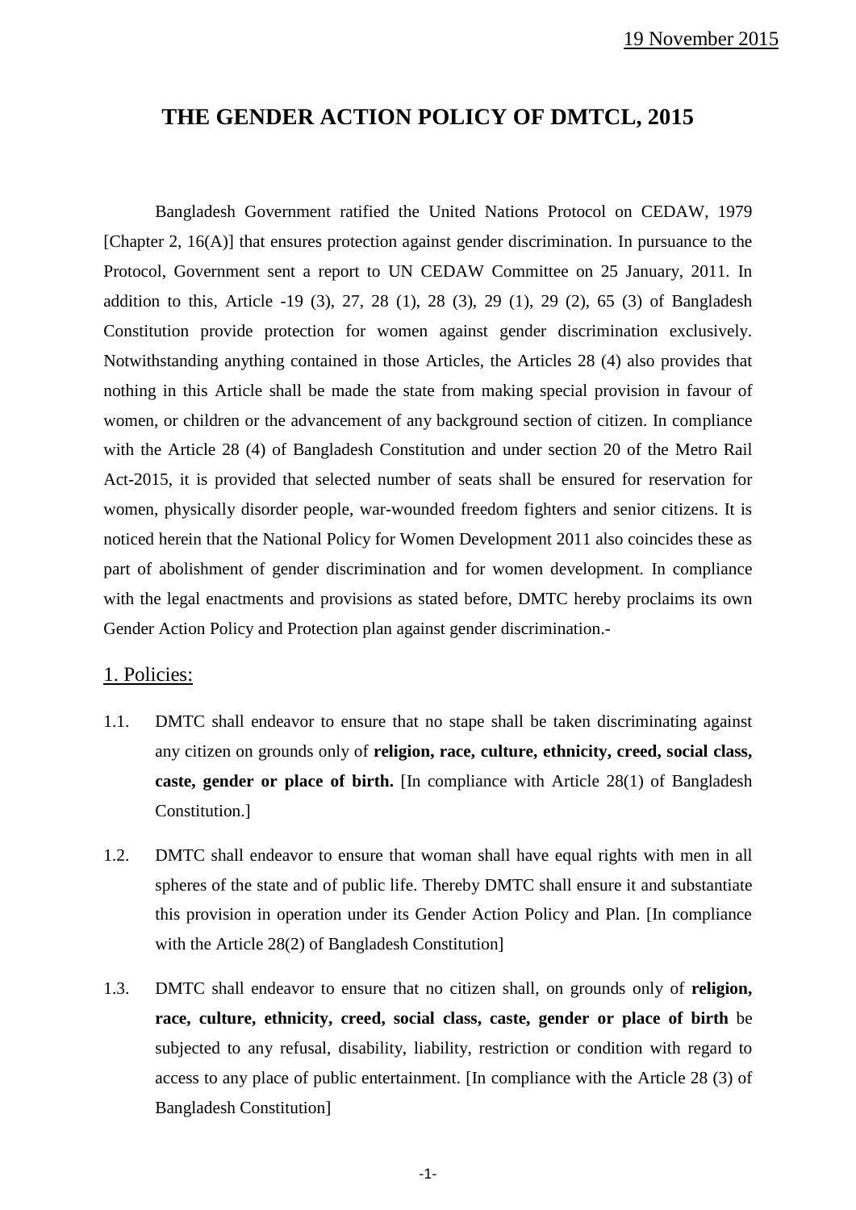19 November 2015

# THE GENDER ACTION POLICY OF DMTCL, 2015

Bangladesh Government ratified the United Nations Protocol on CEDAW, 1979 [Chapter 2, 16(A)] that ensures protection against gender discrimination. In pursuance to the Protocol, Government sent a report to UN CEDAW Committee on 25 January, 2011. In addition to this, Article -19 (3), 27, 28 (1), 28 (3), 29 (1), 29 (2), 65 (3) of Bangladesh Constitution provide protection for women against gender discrimination exclusively. Notwithstanding anything contained in those Articles, the Articles 28 (4) also provides that nothing in this Article shall be made the state from making special provision in favour of women, or children or the advancement of any background section of citizen. In compliance with the Article 28 (4) of Bangladesh Constitution and under section 20 of the Metro Rail Act-2015, it is provided that selected number of seats shall be ensured for reservation for women, physically disorder people, war-wounded freedom fighters and senior citizens. It is noticed herein that the National Policy for Women Development 2011 also coincides these as part of abolishment of gender discrimination and for women development. In compliance with the legal enactments and provisions as stated before, DMTC hereby proclaims its own Gender Action Policy and Protection plan against gender discrimination.-

## 1. Policies:

1.1. DMTC shall endeavor to ensure that no stape shall be taken discriminating against any citizen on grounds only of **religion, race, culture, ethnicity, creed, social class, caste, gender or place of birth.** [In compliance with Article 28(1) of Bangladesh Constitution.]

1.2. DMTC shall endeavor to ensure that woman shall have equal rights with men in all spheres of the state and of public life. Thereby DMTC shall ensure it and substantiate this provision in operation under its Gender Action Policy and Plan. [In compliance with the Article 28(2) of Bangladesh Constitution]

1.3. DMTC shall endeavor to ensure that no citizen shall, on grounds only of **religion, race, culture, ethnicity, creed, social class, caste, gender or place of birth** be subjected to any refusal, disability, liability, restriction or condition with regard to access to any place of public entertainment. [In compliance with the Article 28 (3) of Bangladesh Constitution]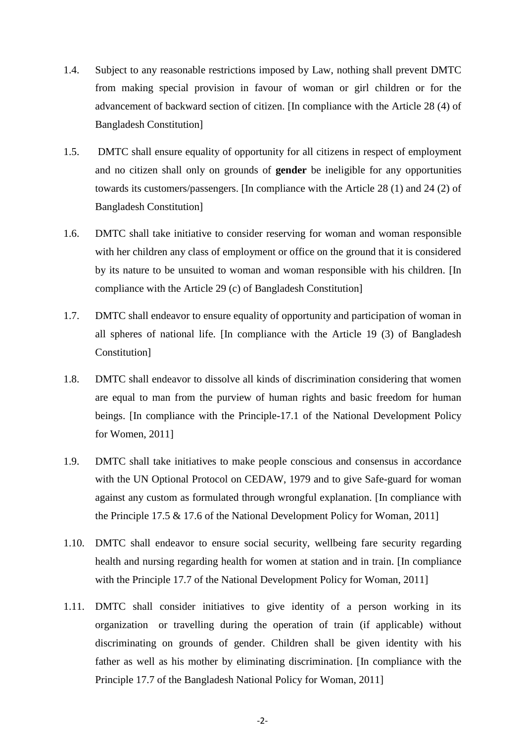1.4. Subject to any reasonable restrictions imposed by Law, nothing shall prevent DMTC from making special provision in favour of woman or girl children or for the advancement of backward section of citizen. [In compliance with the Article 28 (4) of Bangladesh Constitution]

1.5. DMTC shall ensure equality of opportunity for all citizens in respect of employment and no citizen shall only on grounds of **gender** be ineligible for any opportunities towards its customers/passengers. [In compliance with the Article 28 (1) and 24 (2) of Bangladesh Constitution]

1.6. DMTC shall take initiative to consider reserving for woman and woman responsible with her children any class of employment or office on the ground that it is considered by its nature to be unsuited to woman and woman responsible with his children. [In compliance with the Article 29 (c) of Bangladesh Constitution]

1.7. DMTC shall endeavor to ensure equality of opportunity and participation of woman in all spheres of national life. [In compliance with the Article 19 (3) of Bangladesh Constitution]

1.8. DMTC shall endeavor to dissolve all kinds of discrimination considering that women are equal to man from the purview of human rights and basic freedom for human beings. [In compliance with the Principle-17.1 of the National Development Policy for Women, 2011]

1.9. DMTC shall take initiatives to make people conscious and consensus in accordance with the UN Optional Protocol on CEDAW, 1979 and to give Safe-guard for woman against any custom as formulated through wrongful explanation. [In compliance with the Principle 17.5 & 17.6 of the National Development Policy for Woman, 2011]

1.10. DMTC shall endeavor to ensure social security, wellbeing fare security regarding health and nursing regarding health for women at station and in train. [In compliance with the Principle 17.7 of the National Development Policy for Woman, 2011]

1.11. DMTC shall consider initiatives to give identity of a person working in its organization or travelling during the operation of train (if applicable) without discriminating on grounds of gender. Children shall be given identity with his father as well as his mother by eliminating discrimination. [In compliance with the Principle 17.7 of the Bangladesh National Policy for Woman, 2011]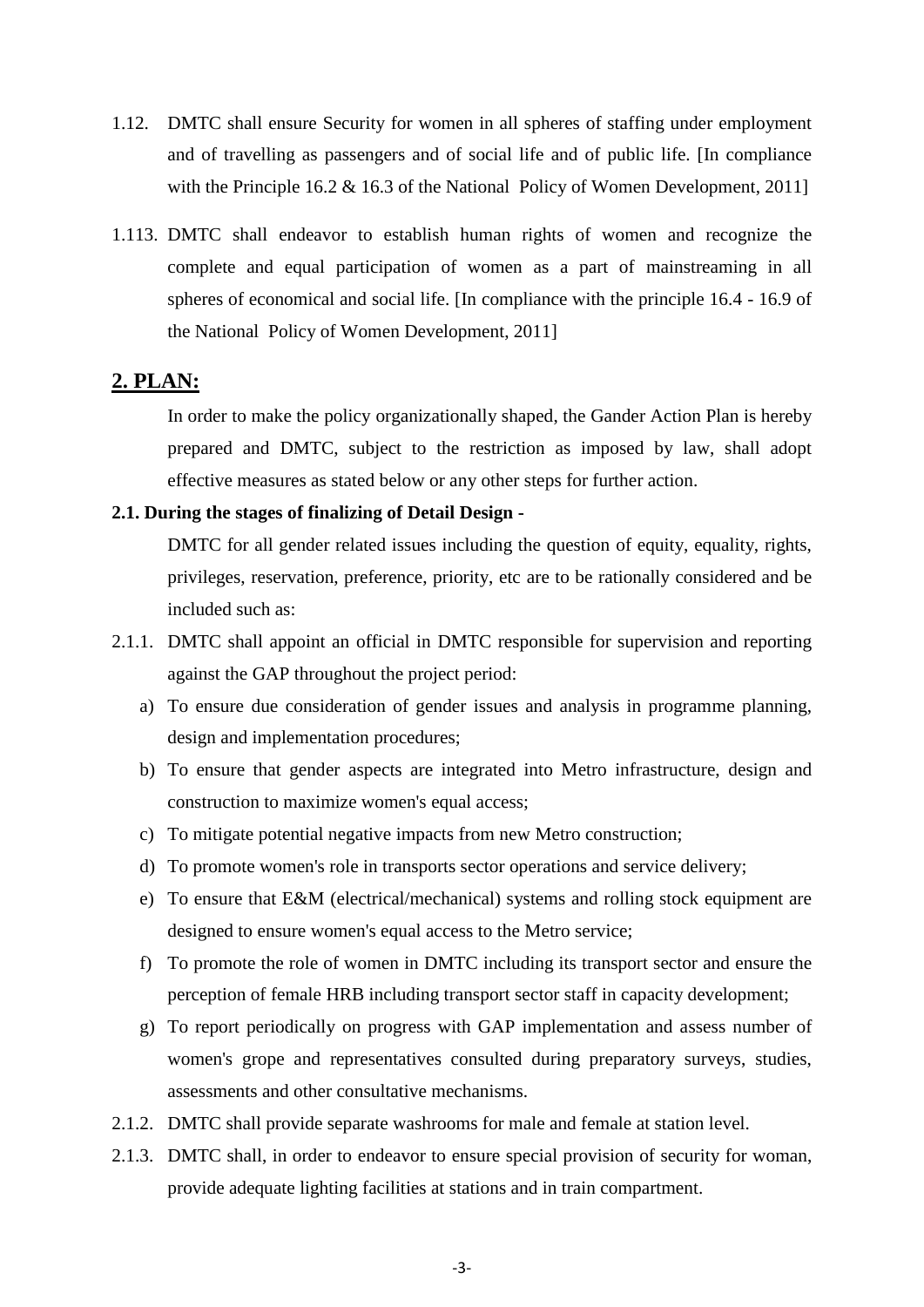1.12. DMTC shall ensure Security for women in all spheres of staffing under employment and of travelling as passengers and of social life and of public life. [In compliance with the Principle 16.2 & 16.3 of the National Policy of Women Development, 2011]

1.113. DMTC shall endeavor to establish human rights of women and recognize the complete and equal participation of women as a part of mainstreaming in all spheres of economical and social life. [In compliance with the principle 16.4 - 16.9 of the National Policy of Women Development, 2011]

## 2. PLAN:

In order to make the policy organizationally shaped, the Gander Action Plan is hereby prepared and DMTC, subject to the restriction as imposed by law, shall adopt effective measures as stated below or any other steps for further action.

**2.1. During the stages of finalizing of Detail Design -**

DMTC for all gender related issues including the question of equity, equality, rights, privileges, reservation, preference, priority, etc are to be rationally considered and be included such as:

2.1.1. DMTC shall appoint an official in DMTC responsible for supervision and reporting against the GAP throughout the project period:

a) To ensure due consideration of gender issues and analysis in programme planning, design and implementation procedures;

b) To ensure that gender aspects are integrated into Metro infrastructure, design and construction to maximize women's equal access;

c) To mitigate potential negative impacts from new Metro construction;

d) To promote women's role in transports sector operations and service delivery;

e) To ensure that E&M (electrical/mechanical) systems and rolling stock equipment are designed to ensure women's equal access to the Metro service;

f) To promote the role of women in DMTC including its transport sector and ensure the perception of female HRB including transport sector staff in capacity development;

g) To report periodically on progress with GAP implementation and assess number of women's grope and representatives consulted during preparatory surveys, studies, assessments and other consultative mechanisms.

2.1.2. DMTC shall provide separate washrooms for male and female at station level.

2.1.3. DMTC shall, in order to endeavor to ensure special provision of security for woman, provide adequate lighting facilities at stations and in train compartment.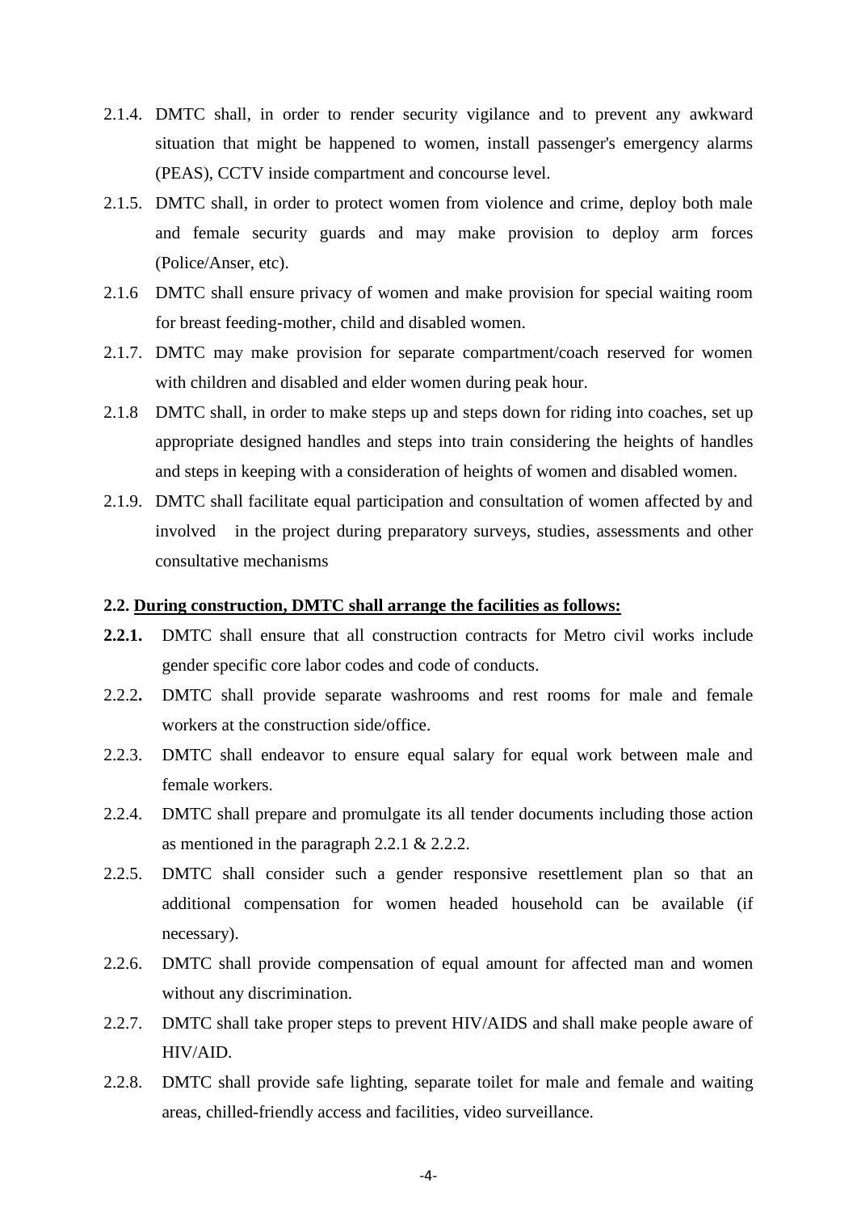2.1.4. DMTC shall, in order to render security vigilance and to prevent any awkward situation that might be happened to women, install passenger's emergency alarms (PEAS), CCTV inside compartment and concourse level.

2.1.5. DMTC shall, in order to protect women from violence and crime, deploy both male and female security guards and may make provision to deploy arm forces (Police/Anser, etc).

2.1.6 DMTC shall ensure privacy of women and make provision for special waiting room for breast feeding-mother, child and disabled women.

2.1.7. DMTC may make provision for separate compartment/coach reserved for women with children and disabled and elder women during peak hour.

2.1.8 DMTC shall, in order to make steps up and steps down for riding into coaches, set up appropriate designed handles and steps into train considering the heights of handles and steps in keeping with a consideration of heights of women and disabled women.

2.1.9. DMTC shall facilitate equal participation and consultation of women affected by and involved in the project during preparatory surveys, studies, assessments and other consultative mechanisms

**2.2. <u>During construction, DMTC shall arrange the facilities as follows:</u>**

**2.2.1.** DMTC shall ensure that all construction contracts for Metro civil works include gender specific core labor codes and code of conducts.

2.2.2**.** DMTC shall provide separate washrooms and rest rooms for male and female workers at the construction side/office.

2.2.3. DMTC shall endeavor to ensure equal salary for equal work between male and female workers.

2.2.4. DMTC shall prepare and promulgate its all tender documents including those action as mentioned in the paragraph 2.2.1 & 2.2.2.

2.2.5. DMTC shall consider such a gender responsive resettlement plan so that an additional compensation for women headed household can be available (if necessary).

2.2.6. DMTC shall provide compensation of equal amount for affected man and women without any discrimination.

2.2.7. DMTC shall take proper steps to prevent HIV/AIDS and shall make people aware of HIV/AID.

2.2.8. DMTC shall provide safe lighting, separate toilet for male and female and waiting areas, chilled-friendly access and facilities, video surveillance.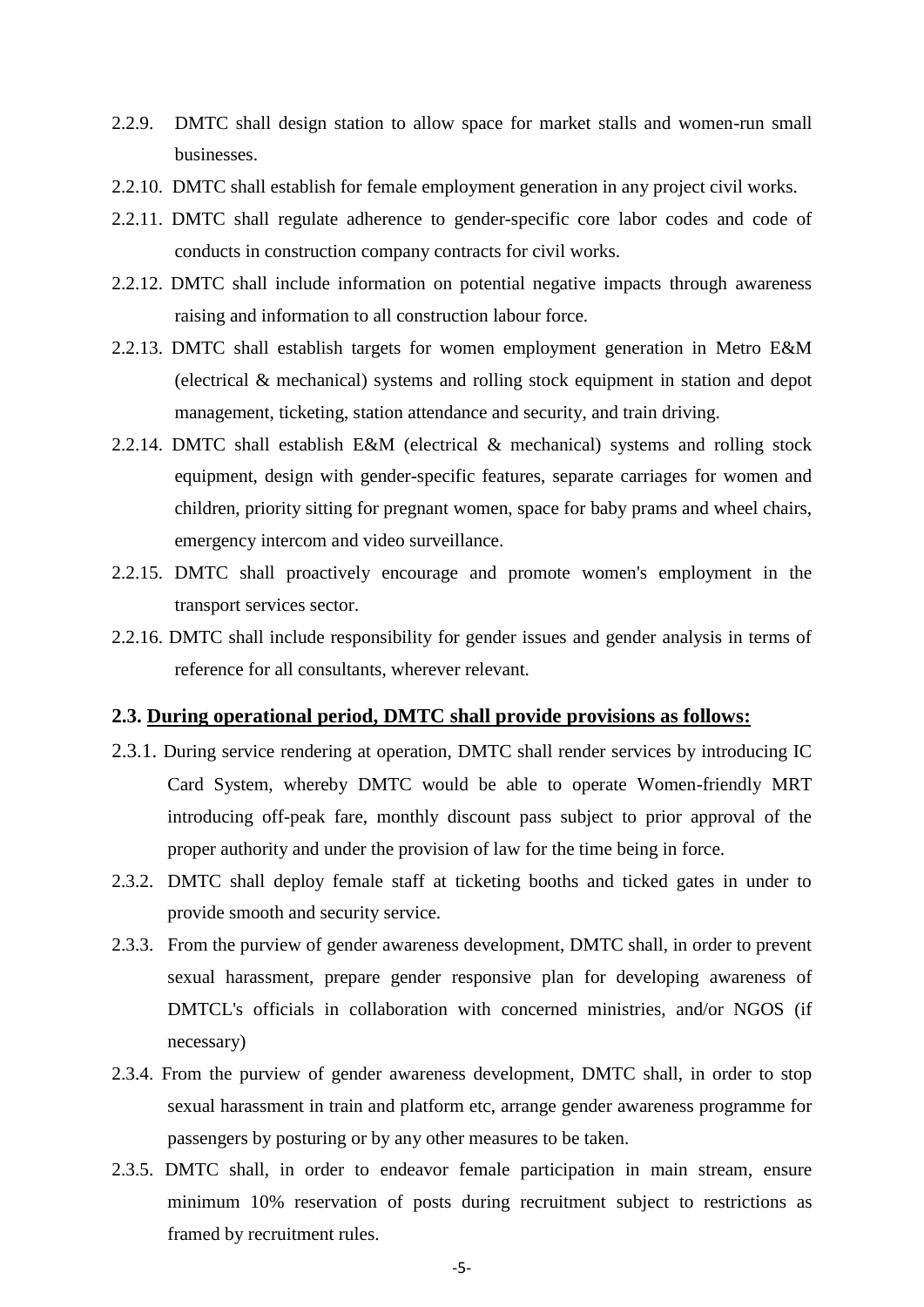2.2.9. DMTC shall design station to allow space for market stalls and women-run small businesses.

2.2.10. DMTC shall establish for female employment generation in any project civil works.

2.2.11. DMTC shall regulate adherence to gender-specific core labor codes and code of conducts in construction company contracts for civil works.

2.2.12. DMTC shall include information on potential negative impacts through awareness raising and information to all construction labour force.

2.2.13. DMTC shall establish targets for women employment generation in Metro E&M (electrical & mechanical) systems and rolling stock equipment in station and depot management, ticketing, station attendance and security, and train driving.

2.2.14. DMTC shall establish E&M (electrical & mechanical) systems and rolling stock equipment, design with gender-specific features, separate carriages for women and children, priority sitting for pregnant women, space for baby prams and wheel chairs, emergency intercom and video surveillance.

2.2.15. DMTC shall proactively encourage and promote women's employment in the transport services sector.

2.2.16. DMTC shall include responsibility for gender issues and gender analysis in terms of reference for all consultants, wherever relevant.

## 2.3. <u>During operational period, DMTC shall provide provisions as follows:</u>

2.3.1. During service rendering at operation, DMTC shall render services by introducing IC Card System, whereby DMTC would be able to operate Women-friendly MRT introducing off-peak fare, monthly discount pass subject to prior approval of the proper authority and under the provision of law for the time being in force.

2.3.2. DMTC shall deploy female staff at ticketing booths and ticked gates in under to provide smooth and security service.

2.3.3. From the purview of gender awareness development, DMTC shall, in order to prevent sexual harassment, prepare gender responsive plan for developing awareness of DMTCL's officials in collaboration with concerned ministries, and/or NGOS (if necessary)

2.3.4. From the purview of gender awareness development, DMTC shall, in order to stop sexual harassment in train and platform etc, arrange gender awareness programme for passengers by posturing or by any other measures to be taken.

2.3.5. DMTC shall, in order to endeavor female participation in main stream, ensure minimum 10% reservation of posts during recruitment subject to restrictions as framed by recruitment rules.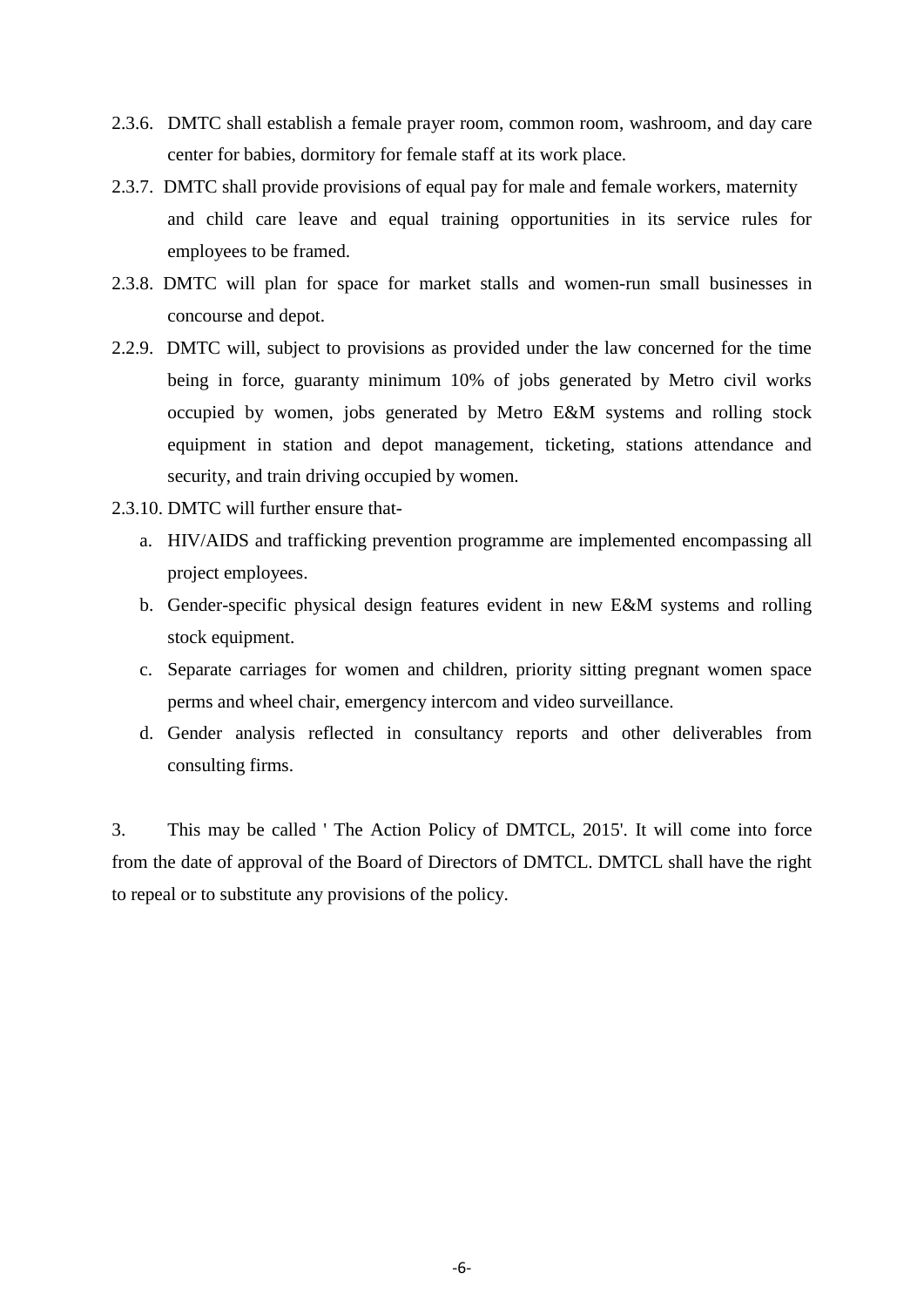2.3.6. DMTC shall establish a female prayer room, common room, washroom, and day care center for babies, dormitory for female staff at its work place.

2.3.7. DMTC shall provide provisions of equal pay for male and female workers, maternity and child care leave and equal training opportunities in its service rules for employees to be framed.

2.3.8. DMTC will plan for space for market stalls and women-run small businesses in concourse and depot.

2.2.9. DMTC will, subject to provisions as provided under the law concerned for the time being in force, guaranty minimum 10% of jobs generated by Metro civil works occupied by women, jobs generated by Metro E&M systems and rolling stock equipment in station and depot management, ticketing, stations attendance and security, and train driving occupied by women.

2.3.10. DMTC will further ensure that-

a. HIV/AIDS and trafficking prevention programme are implemented encompassing all project employees.
b. Gender-specific physical design features evident in new E&M systems and rolling stock equipment.
c. Separate carriages for women and children, priority sitting pregnant women space perms and wheel chair, emergency intercom and video surveillance.
d. Gender analysis reflected in consultancy reports and other deliverables from consulting firms.

3. This may be called ' The Action Policy of DMTCL, 2015'. It will come into force from the date of approval of the Board of Directors of DMTCL. DMTCL shall have the right to repeal or to substitute any provisions of the policy.